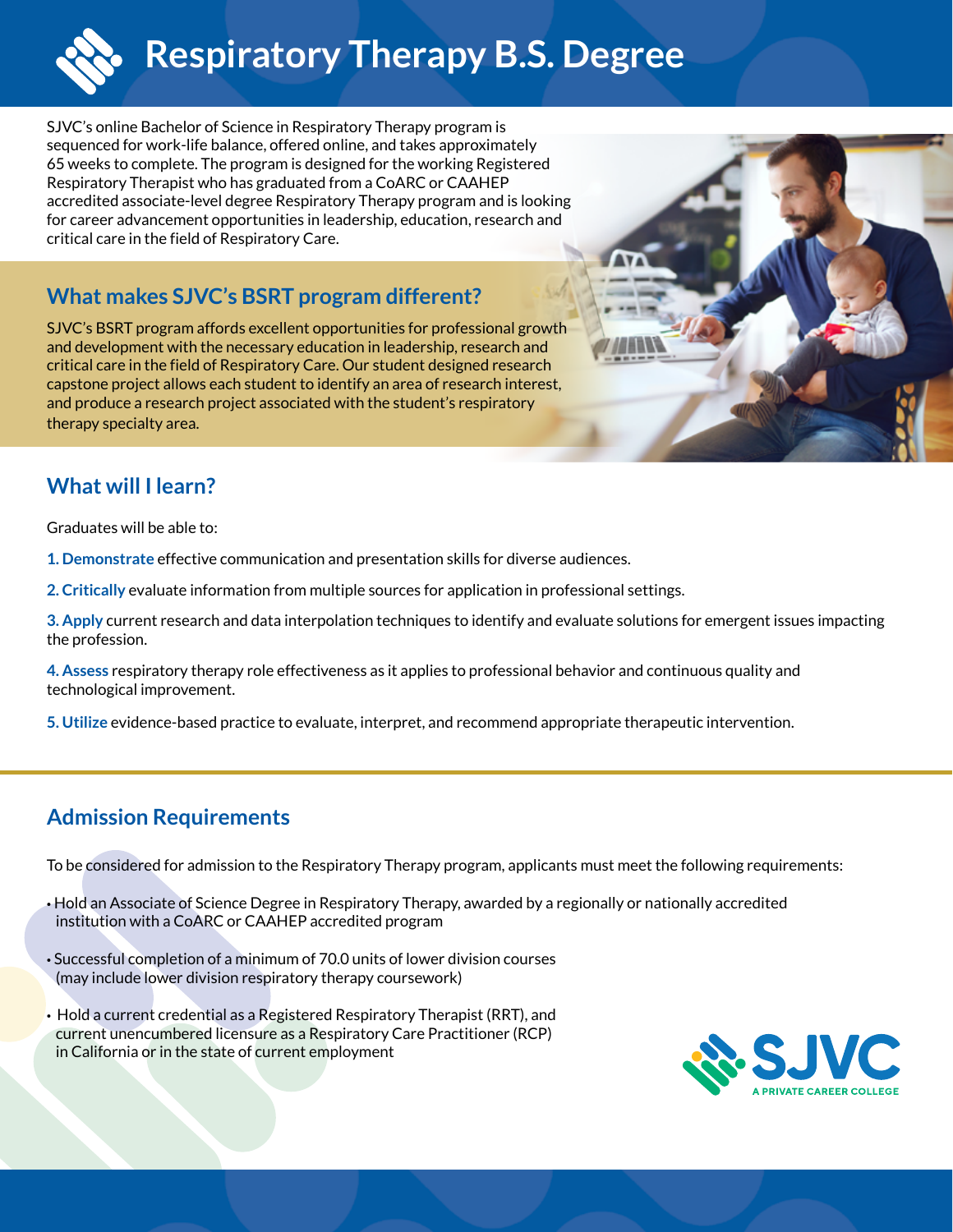# Respiratory Therapy B.S. Degree

SJVC's online Bachelor of Science in Respiratory Therapy program is sequenced for work-life balance, offered online, and takes approximately 65 weeks to complete. The program is designed for the working Registered Respiratory Therapist who has graduated from a CoARC or CAAHEP accredited associate-level degree Respiratory Therapy program and is looking for career advancement opportunities in leadership, education, research and critical care in the field of Respiratory Care.

## What makes SJVC's BSRT program different?

SJVC's BSRT program affords excellent opportunities for professional growth and development with the necessary education in leadership, research and critical care in the field of Respiratory Care. Our student designed research capstone project allows each student to identify an area of research interest, and produce a research project associated with the student's respiratory therapy specialty area.

## What will I learn?

Graduates will be able to:

**1. Demonstrate** effective communication and presentation skills for diverse audiences.

**2. Critically** evaluate information from multiple sources for application in professional settings.

**3. Apply** current research and data interpolation techniques to identify and evaluate solutions for emergent issues impacting the profession.

**4. Assess** respiratory therapy role effectiveness as it applies to professional behavior and continuous quality and technological improvement.

**5. Utilize** evidence-based practice to evaluate, interpret, and recommend appropriate therapeutic intervention.

## Admission Requirements

To be considered for admission to the Respiratory Therapy program, applicants must meet the following requirements:

- Hold an Associate of Science Degree in Respiratory Therapy, awarded by a regionally or nationally accredited institution with a CoARC or CAAHEP accredited program
- Successful completion of a minimum of 70.0 units of lower division courses (may include lower division respiratory therapy coursework)
- Hold a current credential as a Registered Respiratory Therapist (RRT), and current unencumbered licensure as a Respiratory Care Practitioner (RCP) in California or in the state of current employment

SJVC
A PRIVATE CAREER COLLEGE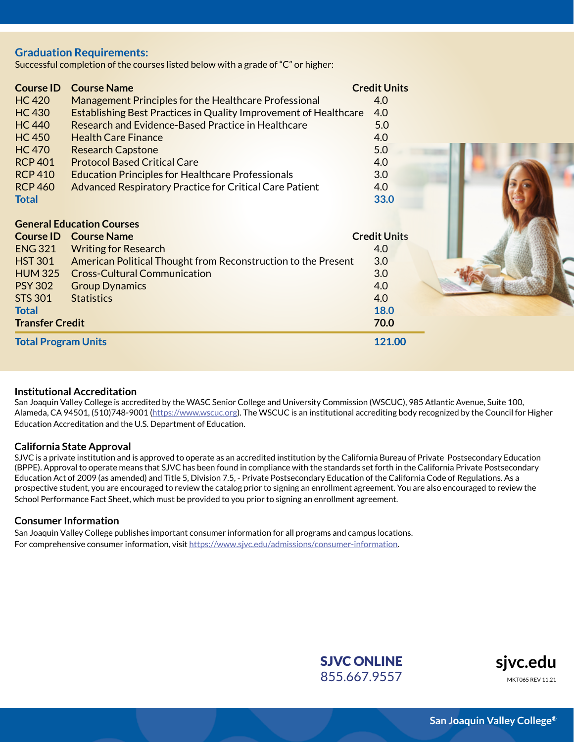## Graduation Requirements:

Successful completion of the courses listed below with a grade of "C" or higher:

| Course ID | Course Name | Credit Units |
|---|---|---|
| HC 420 | Management Principles for the Healthcare Professional | 4.0 |
| HC 430 | Establishing Best Practices in Quality Improvement of Healthcare | 4.0 |
| HC 440 | Research and Evidence-Based Practice in Healthcare | 5.0 |
| HC 450 | Health Care Finance | 4.0 |
| HC 470 | Research Capstone | 5.0 |
| RCP 401 | Protocol Based Critical Care | 4.0 |
| RCP 410 | Education Principles for Healthcare Professionals | 3.0 |
| RCP 460 | Advanced Respiratory Practice for Critical Care Patient | 4.0 |
| **Total** | | **33.0** |

**General Education Courses**

| Course ID | Course Name | Credit Units |
|---|---|---|
| ENG 321 | Writing for Research | 4.0 |
| HST 301 | American Political Thought from Reconstruction to the Present | 3.0 |
| HUM 325 | Cross-Cultural Communication | 3.0 |
| PSY 302 | Group Dynamics | 4.0 |
| STS 301 | Statistics | 4.0 |
| **Total** | | **18.0** |
| **Transfer Credit** | | **70.0** |
| **Total Program Units** | | **121.00** |

### Institutional Accreditation

San Joaquin Valley College is accredited by the WASC Senior College and University Commission (WSCUC), 985 Atlantic Avenue, Suite 100, Alameda, CA 94501, (510)748-9001 (https://www.wscuc.org). The WSCUC is an institutional accrediting body recognized by the Council for Higher Education Accreditation and the U.S. Department of Education.

### California State Approval

SJVC is a private institution and is approved to operate as an accredited institution by the California Bureau of Private Postsecondary Education (BPPE). Approval to operate means that SJVC has been found in compliance with the standards set forth in the California Private Postsecondary Education Act of 2009 (as amended) and Title 5, Division 7.5, - Private Postsecondary Education of the California Code of Regulations. As a prospective student, you are encouraged to review the catalog prior to signing an enrollment agreement. You are also encouraged to review the School Performance Fact Sheet, which must be provided to you prior to signing an enrollment agreement.

### Consumer Information

San Joaquin Valley College publishes important consumer information for all programs and campus locations. For comprehensive consumer information, visit https://www.sjvc.edu/admissions/consumer-information.

**SJVC ONLINE**
855.667.9557

**sjvc.edu**

MKT065 REV 11.21

**San Joaquin Valley College®**